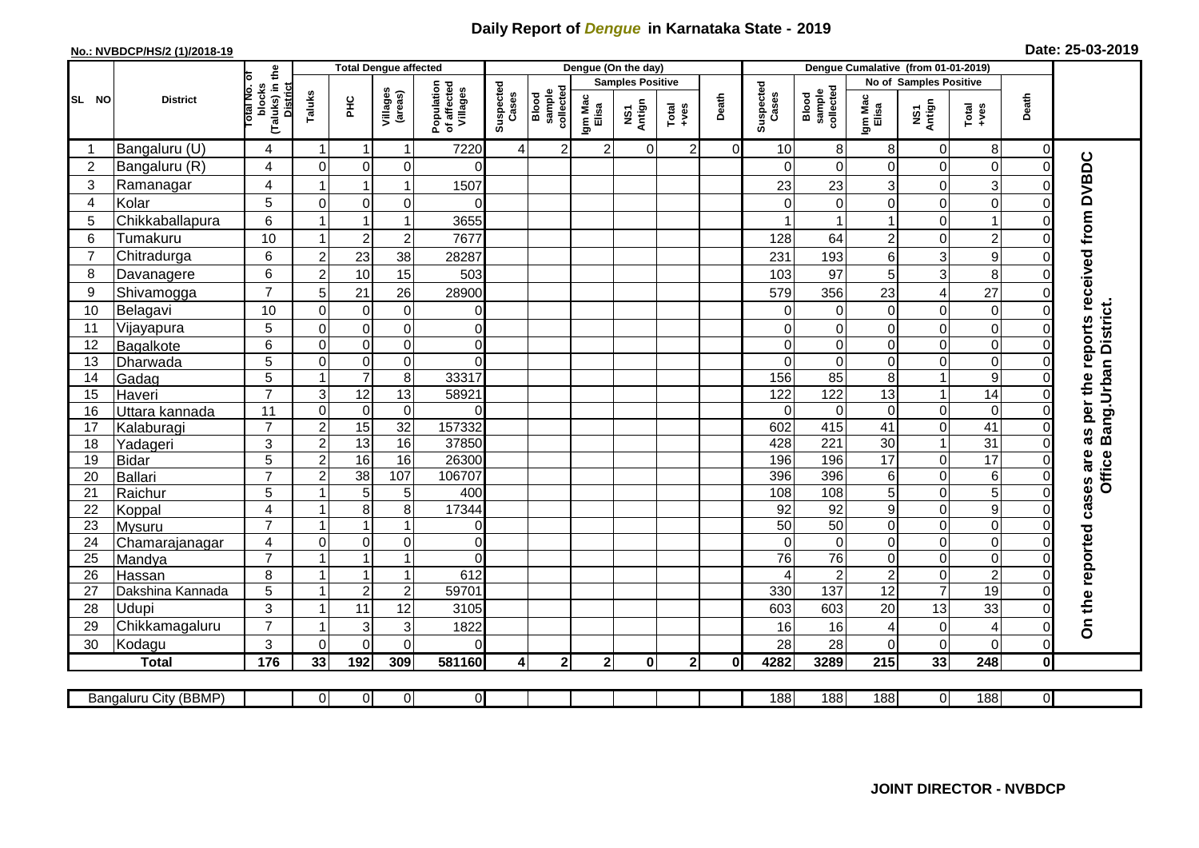# Daily Report of *Dengue* in Karnataka State - 2019

**No.: NVBDCP/HS/2 (1)/2018-19**

**Date: 25-03-2019**

| SL NO | District | Total No. of blocks (Taluks) in the District | Total Dengue affected | | | | Dengue (On the day) | | | | | | | Dengue Cumalative (from 01-01-2019) | | | | | | | |
|---|---|---|---|---|---|---|---|---|---|---|---|---|---|---|---|---|---|---|---|---|
| | | | Taluks | PHC | Villages (areas) | Population of affected Villages | Suspected Cases | Blood sample collected | Samples Positive | | | Death | Suspected Cases | Blood sample collected | No of Samples Positive | | | Death | |
| | | | | | | | | | Igm Mac Elisa | NS1 Antign | Total +ves | | | | Igm Mac Elisa | NS1 Antign | Total +ves | | |
| 1 | Bangaluru (U) | 4 | 1 | 1 | 1 | 7220 | 4 | 2 | 2 | 0 | 2 | 0 | 10 | 8 | 8 | 0 | 8 | 0 | On the reported cases are as per the reports received from DVBDC Office Bang.Urban District. |
| 2 | Bangaluru (R) | 4 | 0 | 0 | 0 | 0 | | | | | | | 0 | 0 | 0 | 0 | 0 | 0 | |
| 3 | Ramanagar | 4 | 1 | 1 | 1 | 1507 | | | | | | | 23 | 23 | 3 | 0 | 3 | 0 | |
| 4 | Kolar | 5 | 0 | 0 | 0 | 0 | | | | | | | 0 | 0 | 0 | 0 | 0 | 0 | |
| 5 | Chikkaballapura | 6 | 1 | 1 | 1 | 3655 | | | | | | | 1 | 1 | 1 | 0 | 1 | 0 | |
| 6 | Tumakuru | 10 | 1 | 2 | 2 | 7677 | | | | | | | 128 | 64 | 2 | 0 | 2 | 0 | |
| 7 | Chitradurga | 6 | 2 | 23 | 38 | 28287 | | | | | | | 231 | 193 | 6 | 3 | 9 | 0 | |
| 8 | Davanagere | 6 | 2 | 10 | 15 | 503 | | | | | | | 103 | 97 | 5 | 3 | 8 | 0 | |
| 9 | Shivamogga | 7 | 5 | 21 | 26 | 28900 | | | | | | | 579 | 356 | 23 | 4 | 27 | 0 | |
| 10 | Belagavi | 10 | 0 | 0 | 0 | 0 | | | | | | | 0 | 0 | 0 | 0 | 0 | 0 | |
| 11 | Vijayapura | 5 | 0 | 0 | 0 | 0 | | | | | | | 0 | 0 | 0 | 0 | 0 | 0 | |
| 12 | Bagalkote | 6 | 0 | 0 | 0 | 0 | | | | | | | 0 | 0 | 0 | 0 | 0 | 0 | |
| 13 | Dharwada | 5 | 0 | 0 | 0 | 0 | | | | | | | 0 | 0 | 0 | 0 | 0 | 0 | |
| 14 | Gadag | 5 | 1 | 7 | 8 | 33317 | | | | | | | 156 | 85 | 8 | 1 | 9 | 0 | |
| 15 | Haveri | 7 | 3 | 12 | 13 | 58921 | | | | | | | 122 | 122 | 13 | 1 | 14 | 0 | |
| 16 | Uttara kannada | 11 | 0 | 0 | 0 | 0 | | | | | | | 0 | 0 | 0 | 0 | 0 | 0 | |
| 17 | Kalaburagi | 7 | 2 | 15 | 32 | 157332 | | | | | | | 602 | 415 | 41 | 0 | 41 | 0 | |
| 18 | Yadageri | 3 | 2 | 13 | 16 | 37850 | | | | | | | 428 | 221 | 30 | 1 | 31 | 0 | |
| 19 | Bidar | 5 | 2 | 16 | 16 | 26300 | | | | | | | 196 | 196 | 17 | 0 | 17 | 0 | |
| 20 | Ballari | 7 | 2 | 38 | 107 | 106707 | | | | | | | 396 | 396 | 6 | 0 | 6 | 0 | |
| 21 | Raichur | 5 | 1 | 5 | 5 | 400 | | | | | | | 108 | 108 | 5 | 0 | 5 | 0 | |
| 22 | Koppal | 4 | 1 | 8 | 8 | 17344 | | | | | | | 92 | 92 | 9 | 0 | 9 | 0 | |
| 23 | Mysuru | 7 | 1 | 1 | 1 | 0 | | | | | | | 50 | 50 | 0 | 0 | 0 | 0 | |
| 24 | Chamarajanagar | 4 | 0 | 0 | 0 | 0 | | | | | | | 0 | 0 | 0 | 0 | 0 | 0 | |
| 25 | Mandya | 7 | 1 | 1 | 1 | 0 | | | | | | | 76 | 76 | 0 | 0 | 0 | 0 | |
| 26 | Hassan | 8 | 1 | 1 | 1 | 612 | | | | | | | 4 | 2 | 2 | 0 | 2 | 0 | |
| 27 | Dakshina Kannada | 5 | 1 | 2 | 2 | 59701 | | | | | | | 330 | 137 | 12 | 7 | 19 | 0 | |
| 28 | Udupi | 3 | 1 | 11 | 12 | 3105 | | | | | | | 603 | 603 | 20 | 13 | 33 | 0 | |
| 29 | Chikkamagaluru | 7 | 1 | 3 | 3 | 1822 | | | | | | | 16 | 16 | 4 | 0 | 4 | 0 | |
| 30 | Kodagu | 3 | 0 | 0 | 0 | 0 | | | | | | | 28 | 28 | 0 | 0 | 0 | 0 | |
| | **Total** | **176** | **33** | **192** | **309** | **581160** | **4** | **2** | **2** | **0** | **2** | **0** | **4282** | **3289** | **215** | **33** | **248** | **0** | |

| Bangaluru City (BBMP) | | 0 | 0 | 0 | 0 | | | | | | | 188 | 188 | 188 | 0 | 188 | 0 |
|---|---|---|---|---|---|---|---|---|---|---|---|---|---|---|---|---|---|

**JOINT DIRECTOR - NVBDCP**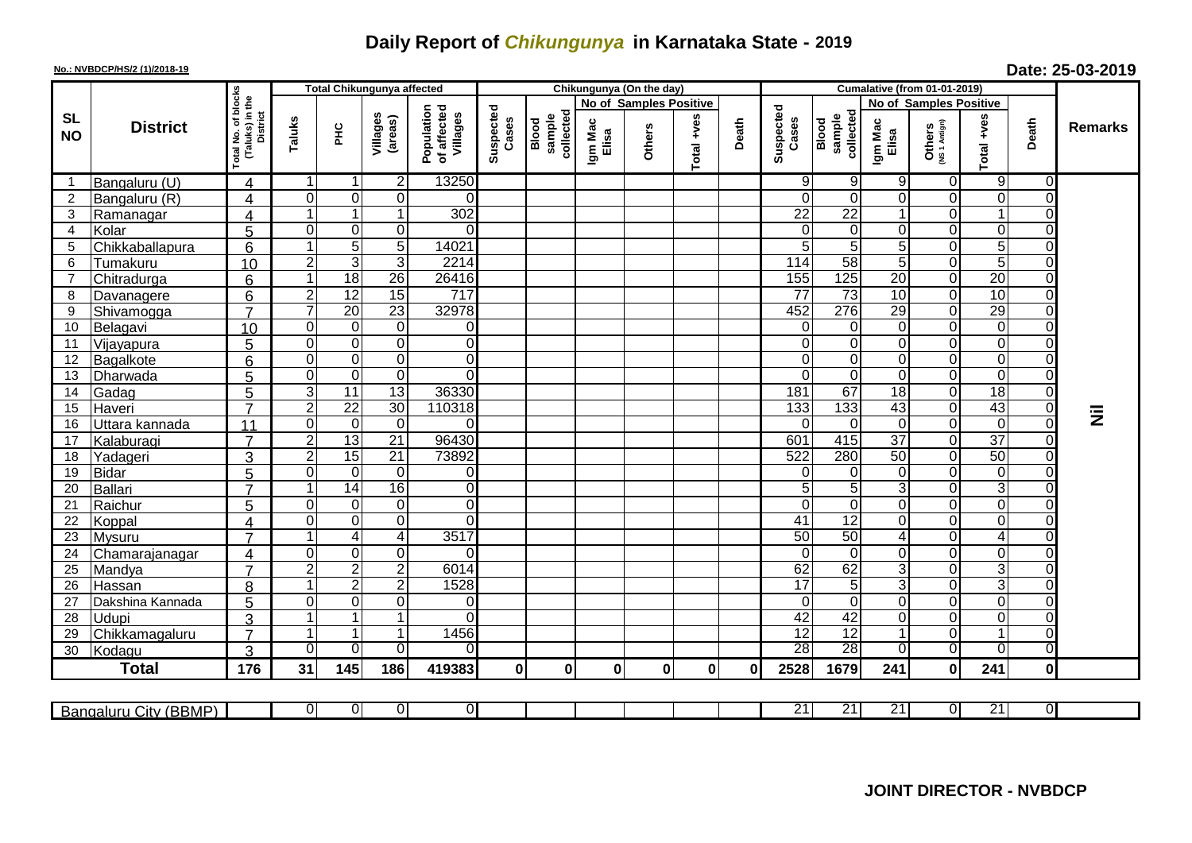# Daily Report of *Chikungunya* in Karnataka State - 2019

**No.: NVBDCP/HS/2 (1)/2018-19**

**Date: 25-03-2019**

| SL NO | District | Total No. of blocks (Taluks) in the District | Total Chikungunya affected | | | | Chikungunya (On the day) | | | | | | Cumulative (from 01-01-2019) | | | | | | Remarks |
|---|---|---|---|---|---|---|---|---|---|---|---|---|---|---|---|---|---|---|---|
| | | | Taluks | PHC | Villages (areas) | Population of affected Villages | Suspected Cases | Blood sample collected | No of Samples Positive | | | Death | Suspected Cases | Blood sample collected | No of Samples Positive | | | Death | |
| | | | | | | | | | Igm Mac Elisa | Others | Total +ves | | | | Igm Mac Elisa | Others (NS 1 Antign) | Total +ves | | |
| 1 | Bangaluru (U) | 4 | 1 | 1 | 2 | 13250 | | | | | | | 9 | 9 | 9 | 0 | 9 | 0 | Nil |
| 2 | Bangaluru (R) | 4 | 0 | 0 | 0 | 0 | | | | | | | 0 | 0 | 0 | 0 | 0 | 0 | |
| 3 | Ramanagar | 4 | 1 | 1 | 1 | 302 | | | | | | | 22 | 22 | 1 | 0 | 1 | 0 | |
| 4 | Kolar | 5 | 0 | 0 | 0 | 0 | | | | | | | 0 | 0 | 0 | 0 | 0 | 0 | |
| 5 | Chikkaballapura | 6 | 1 | 5 | 5 | 14021 | | | | | | | 5 | 5 | 5 | 0 | 5 | 0 | |
| 6 | Tumakuru | 10 | 2 | 3 | 3 | 2214 | | | | | | | 114 | 58 | 5 | 0 | 5 | 0 | |
| 7 | Chitradurga | 6 | 1 | 18 | 26 | 26416 | | | | | | | 155 | 125 | 20 | 0 | 20 | 0 | |
| 8 | Davanagere | 6 | 2 | 12 | 15 | 717 | | | | | | | 77 | 73 | 10 | 0 | 10 | 0 | |
| 9 | Shivamogga | 7 | 7 | 20 | 23 | 32978 | | | | | | | 452 | 276 | 29 | 0 | 29 | 0 | |
| 10 | Belagavi | 10 | 0 | 0 | 0 | 0 | | | | | | | 0 | 0 | 0 | 0 | 0 | 0 | |
| 11 | Vijayapura | 5 | 0 | 0 | 0 | 0 | | | | | | | 0 | 0 | 0 | 0 | 0 | 0 | |
| 12 | Bagalkote | 6 | 0 | 0 | 0 | 0 | | | | | | | 0 | 0 | 0 | 0 | 0 | 0 | |
| 13 | Dharwada | 5 | 0 | 0 | 0 | 0 | | | | | | | 0 | 0 | 0 | 0 | 0 | 0 | |
| 14 | Gadag | 5 | 3 | 11 | 13 | 36330 | | | | | | | 181 | 67 | 18 | 0 | 18 | 0 | |
| 15 | Haveri | 7 | 2 | 22 | 30 | 110318 | | | | | | | 133 | 133 | 43 | 0 | 43 | 0 | |
| 16 | Uttara kannada | 11 | 0 | 0 | 0 | 0 | | | | | | | 0 | 0 | 0 | 0 | 0 | 0 | |
| 17 | Kalaburagi | 7 | 2 | 13 | 21 | 96430 | | | | | | | 601 | 415 | 37 | 0 | 37 | 0 | |
| 18 | Yadageri | 3 | 2 | 15 | 21 | 73892 | | | | | | | 522 | 280 | 50 | 0 | 50 | 0 | |
| 19 | Bidar | 5 | 0 | 0 | 0 | 0 | | | | | | | 0 | 0 | 0 | 0 | 0 | 0 | |
| 20 | Ballari | 7 | 1 | 14 | 16 | 0 | | | | | | | 5 | 5 | 3 | 0 | 3 | 0 | |
| 21 | Raichur | 5 | 0 | 0 | 0 | 0 | | | | | | | 0 | 0 | 0 | 0 | 0 | 0 | |
| 22 | Koppal | 4 | 0 | 0 | 0 | 0 | | | | | | | 41 | 12 | 0 | 0 | 0 | 0 | |
| 23 | Mysuru | 7 | 1 | 4 | 4 | 3517 | | | | | | | 50 | 50 | 4 | 0 | 4 | 0 | |
| 24 | Chamarajanagar | 4 | 0 | 0 | 0 | 0 | | | | | | | 0 | 0 | 0 | 0 | 0 | 0 | |
| 25 | Mandya | 7 | 2 | 2 | 2 | 6014 | | | | | | | 62 | 62 | 3 | 0 | 3 | 0 | |
| 26 | Hassan | 8 | 1 | 2 | 2 | 1528 | | | | | | | 17 | 5 | 3 | 0 | 3 | 0 | |
| 27 | Dakshina Kannada | 5 | 0 | 0 | 0 | 0 | | | | | | | 0 | 0 | 0 | 0 | 0 | 0 | |
| 28 | Udupi | 3 | 1 | 1 | 1 | 0 | | | | | | | 42 | 42 | 0 | 0 | 0 | 0 | |
| 29 | Chikkamagaluru | 7 | 1 | 1 | 1 | 1456 | | | | | | | 12 | 12 | 1 | 0 | 1 | 0 | |
| 30 | Kodagu | 3 | 0 | 0 | 0 | 0 | | | | | | | 28 | 28 | 0 | 0 | 0 | 0 | |
| **Total** | | **176** | **31** | **145** | **186** | **419383** | **0** | **0** | **0** | **0** | **0** | **0** | **2528** | **1679** | **241** | **0** | **241** | **0** | |

| | | | | | | | | | | | | | | | | | | | |
|---|---|---|---|---|---|---|---|---|---|---|---|---|---|---|---|---|---|---|---|
| Bangaluru City (BBMP) | | | 0 | 0 | 0 | 0 | | | | | | | 21 | 21 | 21 | 0 | 21 | 0 | |

**JOINT DIRECTOR - NVBDCP**